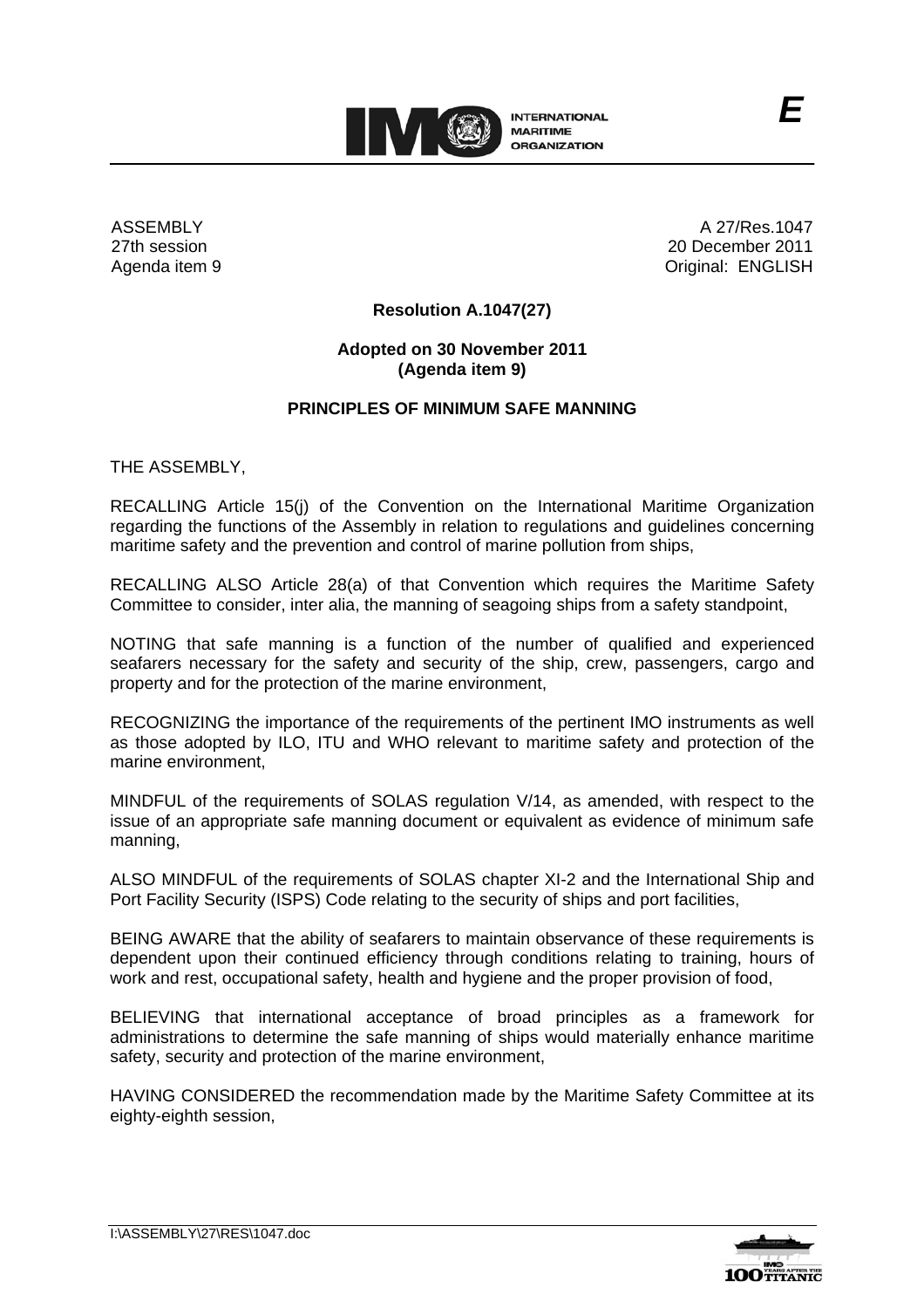ASSEMBLY
27th session
Agenda item 9

A 27/Res.1047
20 December 2011
Original: ENGLISH

**Resolution A.1047(27)**

**Adopted on 30 November 2011**
**(Agenda item 9)**

**PRINCIPLES OF MINIMUM SAFE MANNING**

THE ASSEMBLY,

RECALLING Article 15(j) of the Convention on the International Maritime Organization regarding the functions of the Assembly in relation to regulations and guidelines concerning maritime safety and the prevention and control of marine pollution from ships,

RECALLING ALSO Article 28(a) of that Convention which requires the Maritime Safety Committee to consider, inter alia, the manning of seagoing ships from a safety standpoint,

NOTING that safe manning is a function of the number of qualified and experienced seafarers necessary for the safety and security of the ship, crew, passengers, cargo and property and for the protection of the marine environment,

RECOGNIZING the importance of the requirements of the pertinent IMO instruments as well as those adopted by ILO, ITU and WHO relevant to maritime safety and protection of the marine environment,

MINDFUL of the requirements of SOLAS regulation V/14, as amended, with respect to the issue of an appropriate safe manning document or equivalent as evidence of minimum safe manning,

ALSO MINDFUL of the requirements of SOLAS chapter XI-2 and the International Ship and Port Facility Security (ISPS) Code relating to the security of ships and port facilities,

BEING AWARE that the ability of seafarers to maintain observance of these requirements is dependent upon their continued efficiency through conditions relating to training, hours of work and rest, occupational safety, health and hygiene and the proper provision of food,

BELIEVING that international acceptance of broad principles as a framework for administrations to determine the safe manning of ships would materially enhance maritime safety, security and protection of the marine environment,

HAVING CONSIDERED the recommendation made by the Maritime Safety Committee at its eighty-eighth session,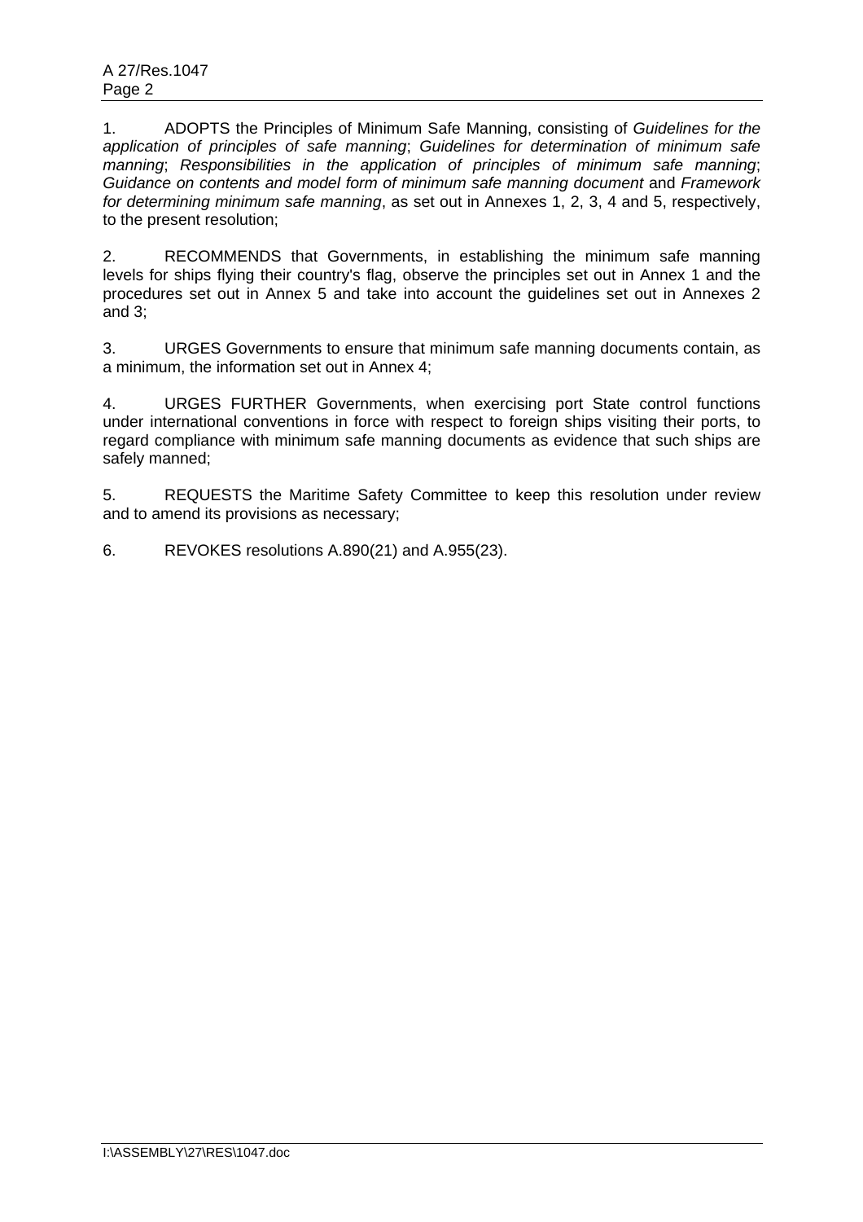1. ADOPTS the Principles of Minimum Safe Manning, consisting of *Guidelines for the application of principles of safe manning*; *Guidelines for determination of minimum safe manning*; *Responsibilities in the application of principles of minimum safe manning*; *Guidance on contents and model form of minimum safe manning document* and *Framework for determining minimum safe manning*, as set out in Annexes 1, 2, 3, 4 and 5, respectively, to the present resolution;

2. RECOMMENDS that Governments, in establishing the minimum safe manning levels for ships flying their country's flag, observe the principles set out in Annex 1 and the procedures set out in Annex 5 and take into account the guidelines set out in Annexes 2 and 3;

3. URGES Governments to ensure that minimum safe manning documents contain, as a minimum, the information set out in Annex 4;

4. URGES FURTHER Governments, when exercising port State control functions under international conventions in force with respect to foreign ships visiting their ports, to regard compliance with minimum safe manning documents as evidence that such ships are safely manned;

5. REQUESTS the Maritime Safety Committee to keep this resolution under review and to amend its provisions as necessary;

6. REVOKES resolutions A.890(21) and A.955(23).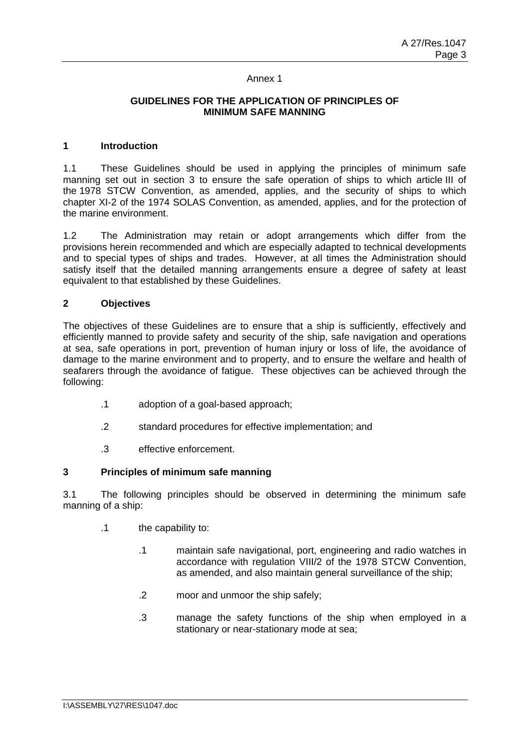Annex 1

## GUIDELINES FOR THE APPLICATION OF PRINCIPLES OF MINIMUM SAFE MANNING

### 1 Introduction

1.1 These Guidelines should be used in applying the principles of minimum safe manning set out in section 3 to ensure the safe operation of ships to which article III of the 1978 STCW Convention, as amended, applies, and the security of ships to which chapter XI-2 of the 1974 SOLAS Convention, as amended, applies, and for the protection of the marine environment.

1.2 The Administration may retain or adopt arrangements which differ from the provisions herein recommended and which are especially adapted to technical developments and to special types of ships and trades. However, at all times the Administration should satisfy itself that the detailed manning arrangements ensure a degree of safety at least equivalent to that established by these Guidelines.

### 2 Objectives

The objectives of these Guidelines are to ensure that a ship is sufficiently, effectively and efficiently manned to provide safety and security of the ship, safe navigation and operations at sea, safe operations in port, prevention of human injury or loss of life, the avoidance of damage to the marine environment and to property, and to ensure the welfare and health of seafarers through the avoidance of fatigue. These objectives can be achieved through the following:

- .1 adoption of a goal-based approach;
- .2 standard procedures for effective implementation; and
- .3 effective enforcement.

### 3 Principles of minimum safe manning

3.1 The following principles should be observed in determining the minimum safe manning of a ship:

- .1 the capability to:
  - .1 maintain safe navigational, port, engineering and radio watches in accordance with regulation VIII/2 of the 1978 STCW Convention, as amended, and also maintain general surveillance of the ship;
  - .2 moor and unmoor the ship safely;
  - .3 manage the safety functions of the ship when employed in a stationary or near-stationary mode at sea;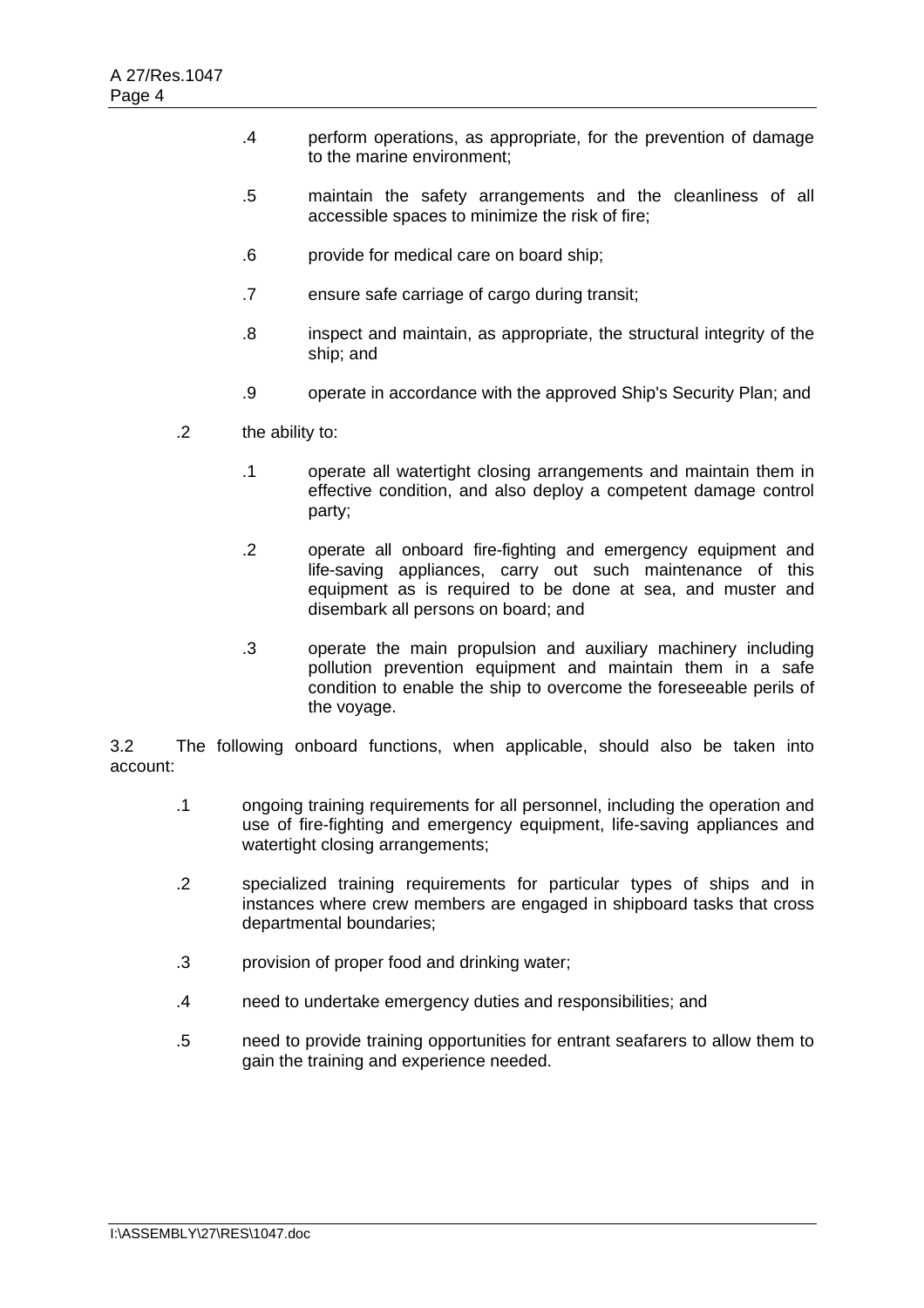.4 perform operations, as appropriate, for the prevention of damage to the marine environment;

    .5 maintain the safety arrangements and the cleanliness of all accessible spaces to minimize the risk of fire;

    .6 provide for medical care on board ship;

    .7 ensure safe carriage of cargo during transit;

    .8 inspect and maintain, as appropriate, the structural integrity of the ship; and

    .9 operate in accordance with the approved Ship's Security Plan; and

  .2 the ability to:

    .1 operate all watertight closing arrangements and maintain them in effective condition, and also deploy a competent damage control party;

    .2 operate all onboard fire-fighting and emergency equipment and life-saving appliances, carry out such maintenance of this equipment as is required to be done at sea, and muster and disembark all persons on board; and

    .3 operate the main propulsion and auxiliary machinery including pollution prevention equipment and maintain them in a safe condition to enable the ship to overcome the foreseeable perils of the voyage.

3.2 The following onboard functions, when applicable, should also be taken into account:

  .1 ongoing training requirements for all personnel, including the operation and use of fire-fighting and emergency equipment, life-saving appliances and watertight closing arrangements;

  .2 specialized training requirements for particular types of ships and in instances where crew members are engaged in shipboard tasks that cross departmental boundaries;

  .3 provision of proper food and drinking water;

  .4 need to undertake emergency duties and responsibilities; and

  .5 need to provide training opportunities for entrant seafarers to allow them to gain the training and experience needed.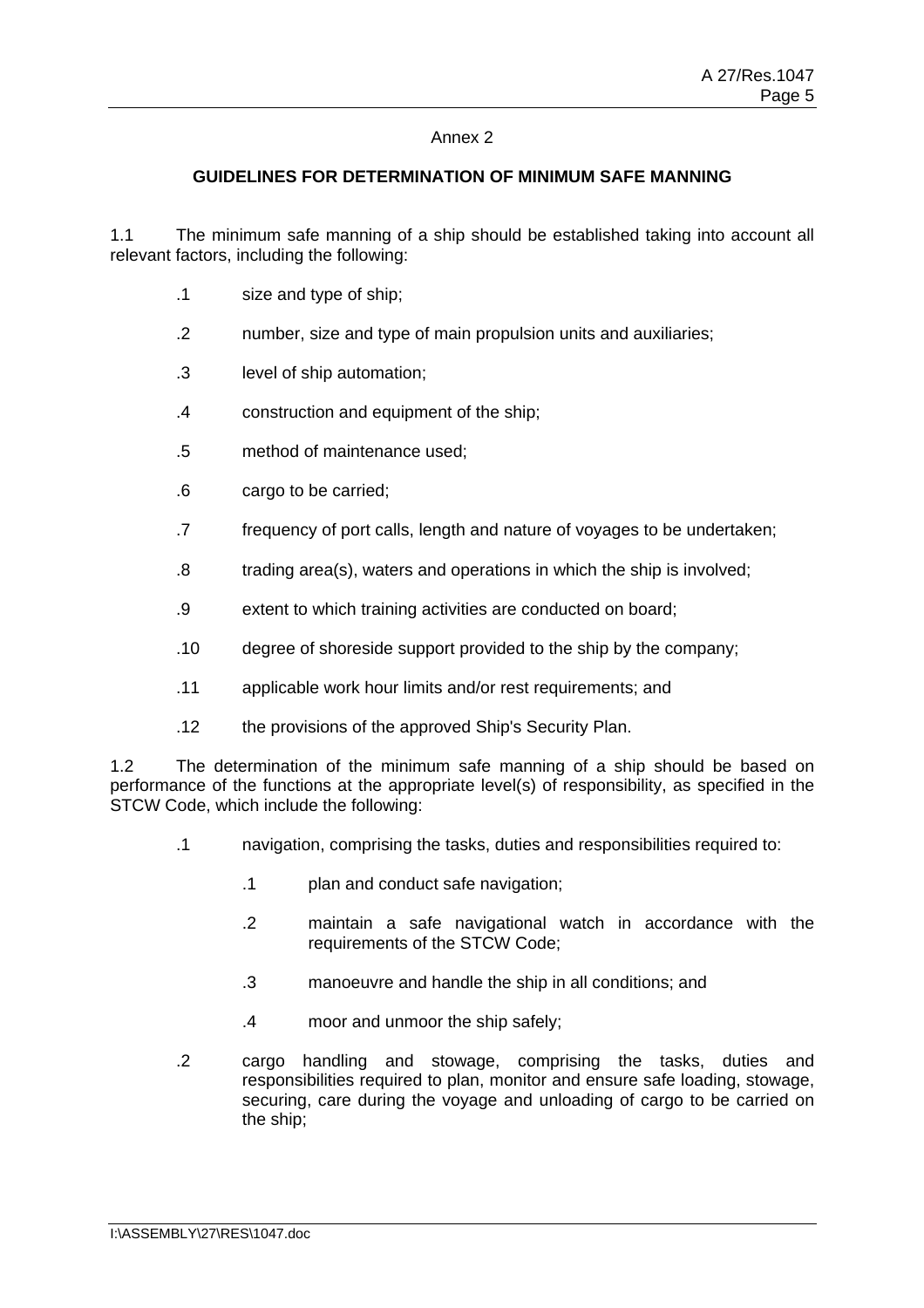Annex 2

## GUIDELINES FOR DETERMINATION OF MINIMUM SAFE MANNING

1.1 The minimum safe manning of a ship should be established taking into account all relevant factors, including the following:

- .1 size and type of ship;
- .2 number, size and type of main propulsion units and auxiliaries;
- .3 level of ship automation;
- .4 construction and equipment of the ship;
- .5 method of maintenance used;
- .6 cargo to be carried;
- .7 frequency of port calls, length and nature of voyages to be undertaken;
- .8 trading area(s), waters and operations in which the ship is involved;
- .9 extent to which training activities are conducted on board;
- .10 degree of shoreside support provided to the ship by the company;
- .11 applicable work hour limits and/or rest requirements; and
- .12 the provisions of the approved Ship's Security Plan.

1.2 The determination of the minimum safe manning of a ship should be based on performance of the functions at the appropriate level(s) of responsibility, as specified in the STCW Code, which include the following:

- .1 navigation, comprising the tasks, duties and responsibilities required to:
  - .1 plan and conduct safe navigation;
  - .2 maintain a safe navigational watch in accordance with the requirements of the STCW Code;
  - .3 manoeuvre and handle the ship in all conditions; and
  - .4 moor and unmoor the ship safely;
- .2 cargo handling and stowage, comprising the tasks, duties and responsibilities required to plan, monitor and ensure safe loading, stowage, securing, care during the voyage and unloading of cargo to be carried on the ship;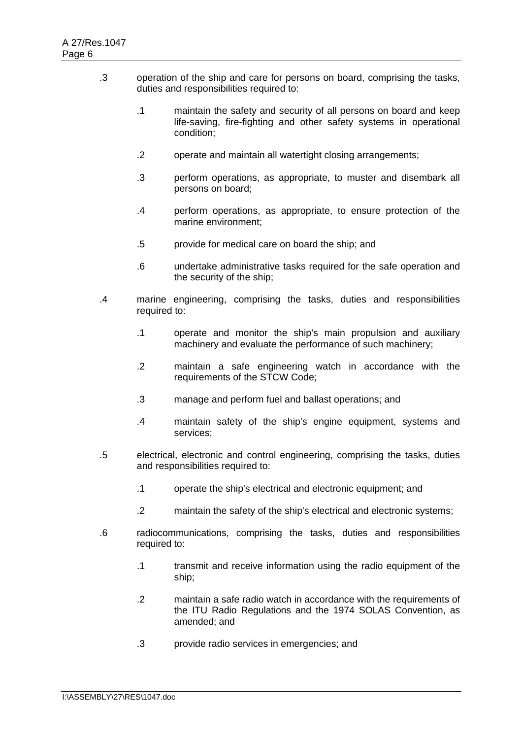.3 operation of the ship and care for persons on board, comprising the tasks, duties and responsibilities required to:

  .1 maintain the safety and security of all persons on board and keep life-saving, fire-fighting and other safety systems in operational condition;

  .2 operate and maintain all watertight closing arrangements;

  .3 perform operations, as appropriate, to muster and disembark all persons on board;

  .4 perform operations, as appropriate, to ensure protection of the marine environment;

  .5 provide for medical care on board the ship; and

  .6 undertake administrative tasks required for the safe operation and the security of the ship;

.4 marine engineering, comprising the tasks, duties and responsibilities required to:

  .1 operate and monitor the ship's main propulsion and auxiliary machinery and evaluate the performance of such machinery;

  .2 maintain a safe engineering watch in accordance with the requirements of the STCW Code;

  .3 manage and perform fuel and ballast operations; and

  .4 maintain safety of the ship's engine equipment, systems and services;

.5 electrical, electronic and control engineering, comprising the tasks, duties and responsibilities required to:

  .1 operate the ship's electrical and electronic equipment; and

  .2 maintain the safety of the ship's electrical and electronic systems;

.6 radiocommunications, comprising the tasks, duties and responsibilities required to:

  .1 transmit and receive information using the radio equipment of the ship;

  .2 maintain a safe radio watch in accordance with the requirements of the ITU Radio Regulations and the 1974 SOLAS Convention, as amended; and

  .3 provide radio services in emergencies; and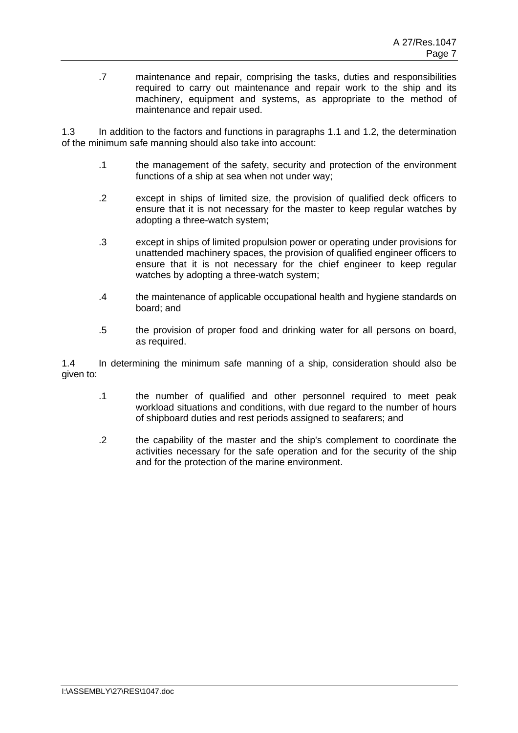.7 maintenance and repair, comprising the tasks, duties and responsibilities required to carry out maintenance and repair work to the ship and its machinery, equipment and systems, as appropriate to the method of maintenance and repair used.

1.3 In addition to the factors and functions in paragraphs 1.1 and 1.2, the determination of the minimum safe manning should also take into account:

.1 the management of the safety, security and protection of the environment functions of a ship at sea when not under way;

.2 except in ships of limited size, the provision of qualified deck officers to ensure that it is not necessary for the master to keep regular watches by adopting a three-watch system;

.3 except in ships of limited propulsion power or operating under provisions for unattended machinery spaces, the provision of qualified engineer officers to ensure that it is not necessary for the chief engineer to keep regular watches by adopting a three-watch system;

.4 the maintenance of applicable occupational health and hygiene standards on board; and

.5 the provision of proper food and drinking water for all persons on board, as required.

1.4 In determining the minimum safe manning of a ship, consideration should also be given to:

.1 the number of qualified and other personnel required to meet peak workload situations and conditions, with due regard to the number of hours of shipboard duties and rest periods assigned to seafarers; and

.2 the capability of the master and the ship's complement to coordinate the activities necessary for the safe operation and for the security of the ship and for the protection of the marine environment.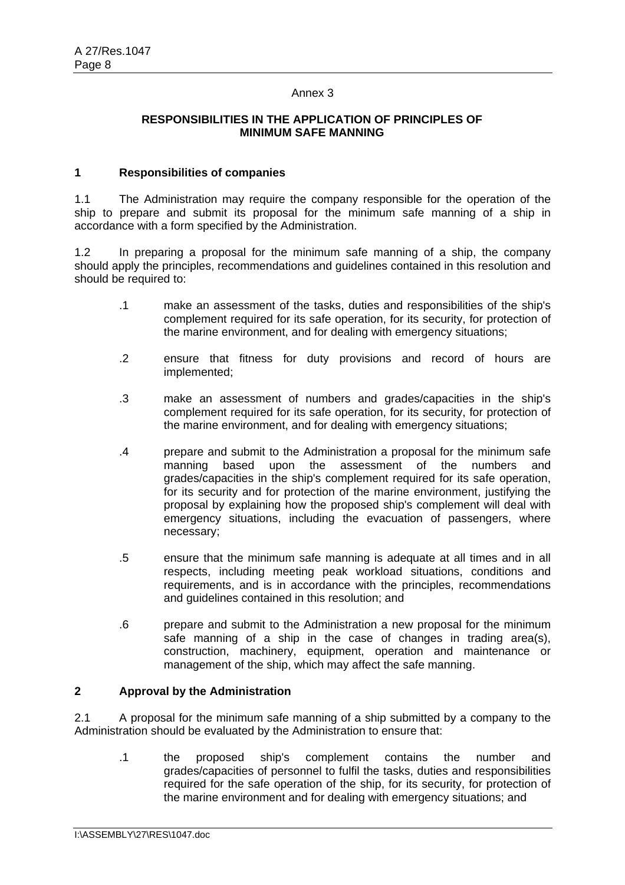Annex 3

## RESPONSIBILITIES IN THE APPLICATION OF PRINCIPLES OF MINIMUM SAFE MANNING

### 1 Responsibilities of companies

1.1 The Administration may require the company responsible for the operation of the ship to prepare and submit its proposal for the minimum safe manning of a ship in accordance with a form specified by the Administration.

1.2 In preparing a proposal for the minimum safe manning of a ship, the company should apply the principles, recommendations and guidelines contained in this resolution and should be required to:

- .1 make an assessment of the tasks, duties and responsibilities of the ship's complement required for its safe operation, for its security, for protection of the marine environment, and for dealing with emergency situations;

- .2 ensure that fitness for duty provisions and record of hours are implemented;

- .3 make an assessment of numbers and grades/capacities in the ship's complement required for its safe operation, for its security, for protection of the marine environment, and for dealing with emergency situations;

- .4 prepare and submit to the Administration a proposal for the minimum safe manning based upon the assessment of the numbers and grades/capacities in the ship's complement required for its safe operation, for its security and for protection of the marine environment, justifying the proposal by explaining how the proposed ship's complement will deal with emergency situations, including the evacuation of passengers, where necessary;

- .5 ensure that the minimum safe manning is adequate at all times and in all respects, including meeting peak workload situations, conditions and requirements, and is in accordance with the principles, recommendations and guidelines contained in this resolution; and

- .6 prepare and submit to the Administration a new proposal for the minimum safe manning of a ship in the case of changes in trading area(s), construction, machinery, equipment, operation and maintenance or management of the ship, which may affect the safe manning.

### 2 Approval by the Administration

2.1 A proposal for the minimum safe manning of a ship submitted by a company to the Administration should be evaluated by the Administration to ensure that:

- .1 the proposed ship's complement contains the number and grades/capacities of personnel to fulfil the tasks, duties and responsibilities required for the safe operation of the ship, for its security, for protection of the marine environment and for dealing with emergency situations; and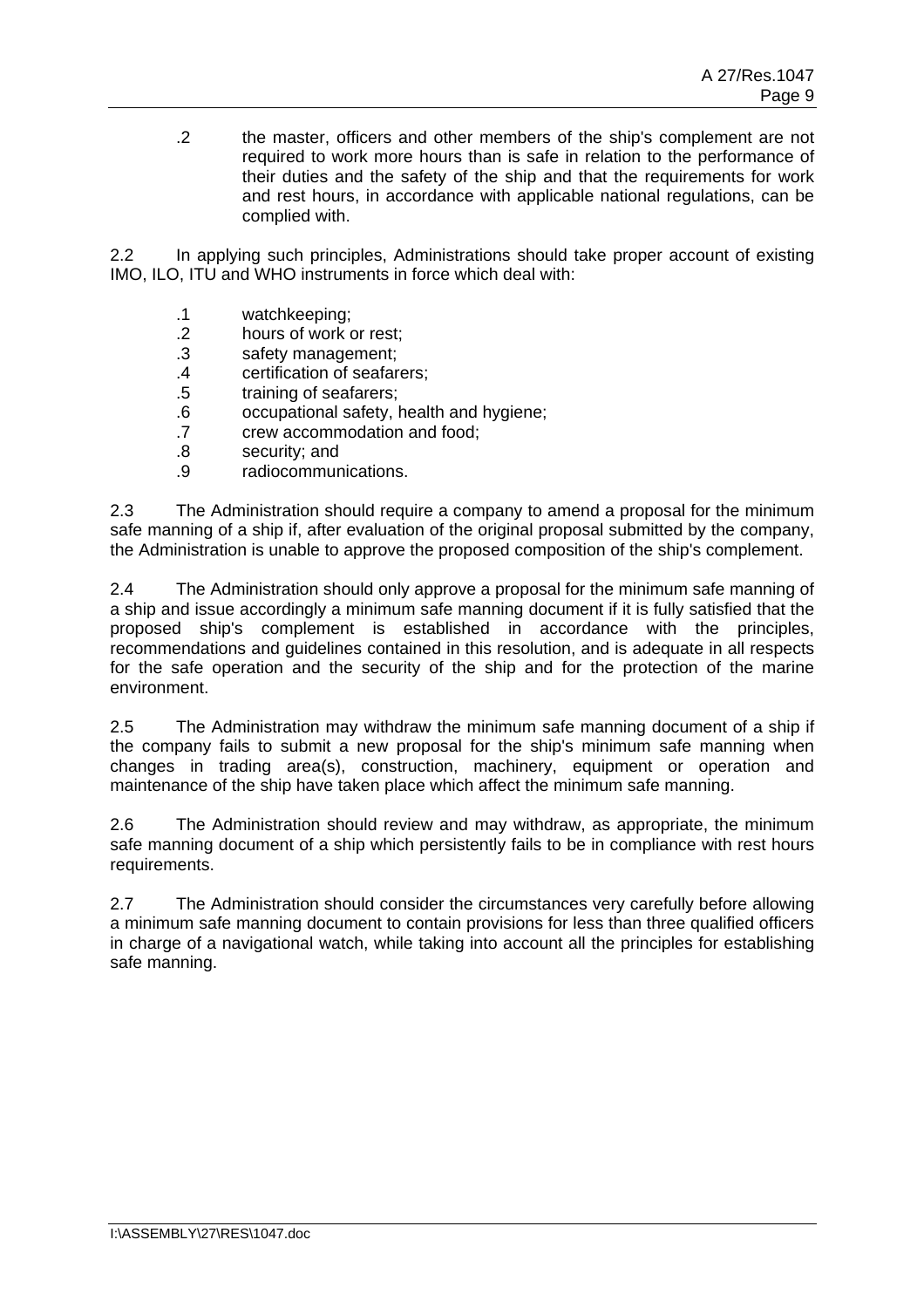.2 the master, officers and other members of the ship's complement are not required to work more hours than is safe in relation to the performance of their duties and the safety of the ship and that the requirements for work and rest hours, in accordance with applicable national regulations, can be complied with.

2.2 In applying such principles, Administrations should take proper account of existing IMO, ILO, ITU and WHO instruments in force which deal with:

.1 watchkeeping;
.2 hours of work or rest;
.3 safety management;
.4 certification of seafarers;
.5 training of seafarers;
.6 occupational safety, health and hygiene;
.7 crew accommodation and food;
.8 security; and
.9 radiocommunications.

2.3 The Administration should require a company to amend a proposal for the minimum safe manning of a ship if, after evaluation of the original proposal submitted by the company, the Administration is unable to approve the proposed composition of the ship's complement.

2.4 The Administration should only approve a proposal for the minimum safe manning of a ship and issue accordingly a minimum safe manning document if it is fully satisfied that the proposed ship's complement is established in accordance with the principles, recommendations and guidelines contained in this resolution, and is adequate in all respects for the safe operation and the security of the ship and for the protection of the marine environment.

2.5 The Administration may withdraw the minimum safe manning document of a ship if the company fails to submit a new proposal for the ship's minimum safe manning when changes in trading area(s), construction, machinery, equipment or operation and maintenance of the ship have taken place which affect the minimum safe manning.

2.6 The Administration should review and may withdraw, as appropriate, the minimum safe manning document of a ship which persistently fails to be in compliance with rest hours requirements.

2.7 The Administration should consider the circumstances very carefully before allowing a minimum safe manning document to contain provisions for less than three qualified officers in charge of a navigational watch, while taking into account all the principles for establishing safe manning.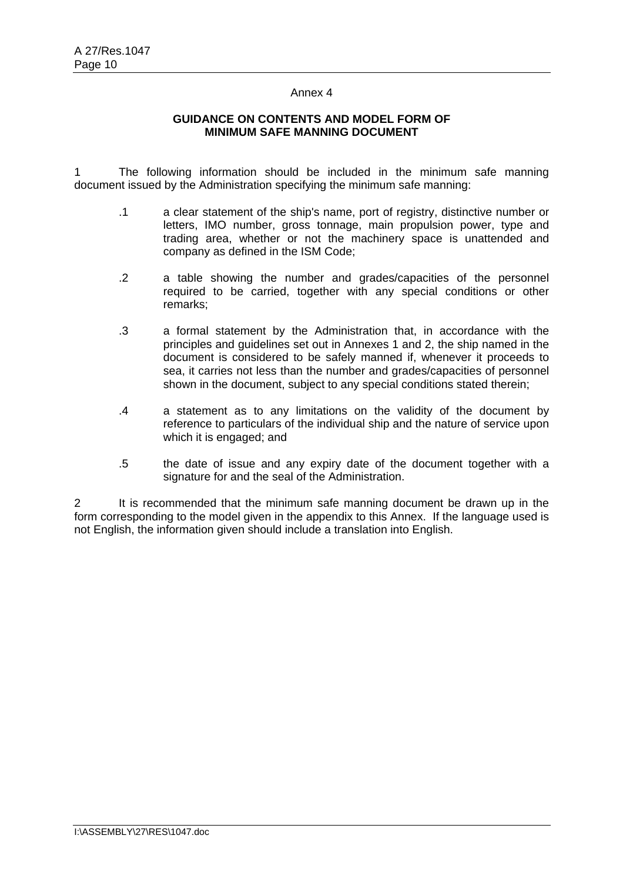Annex 4

## GUIDANCE ON CONTENTS AND MODEL FORM OF MINIMUM SAFE MANNING DOCUMENT

1 The following information should be included in the minimum safe manning document issued by the Administration specifying the minimum safe manning:

.1 a clear statement of the ship's name, port of registry, distinctive number or letters, IMO number, gross tonnage, main propulsion power, type and trading area, whether or not the machinery space is unattended and company as defined in the ISM Code;

.2 a table showing the number and grades/capacities of the personnel required to be carried, together with any special conditions or other remarks;

.3 a formal statement by the Administration that, in accordance with the principles and guidelines set out in Annexes 1 and 2, the ship named in the document is considered to be safely manned if, whenever it proceeds to sea, it carries not less than the number and grades/capacities of personnel shown in the document, subject to any special conditions stated therein;

.4 a statement as to any limitations on the validity of the document by reference to particulars of the individual ship and the nature of service upon which it is engaged; and

.5 the date of issue and any expiry date of the document together with a signature for and the seal of the Administration.

2 It is recommended that the minimum safe manning document be drawn up in the form corresponding to the model given in the appendix to this Annex. If the language used is not English, the information given should include a translation into English.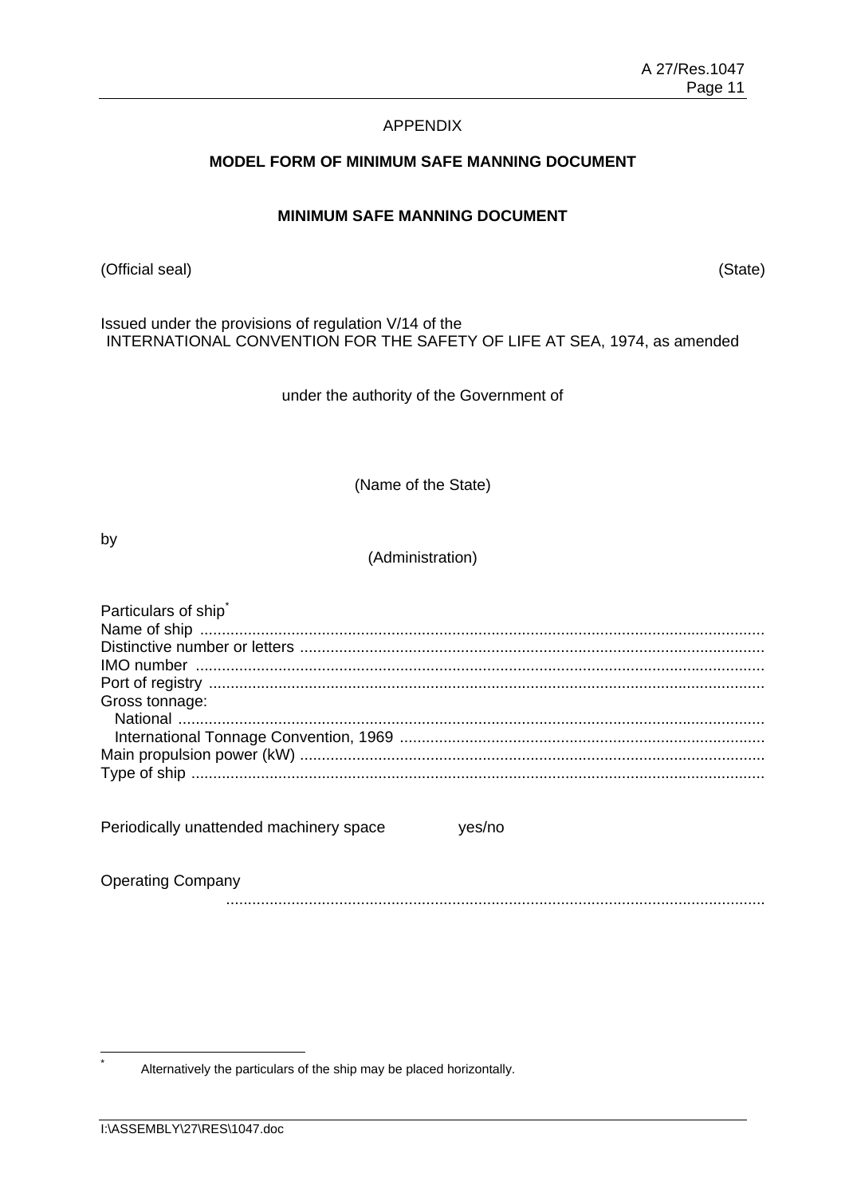APPENDIX

**MODEL FORM OF MINIMUM SAFE MANNING DOCUMENT**

**MINIMUM SAFE MANNING DOCUMENT**

(Official seal) (State)

Issued under the provisions of regulation V/14 of the
INTERNATIONAL CONVENTION FOR THE SAFETY OF LIFE AT SEA, 1974, as amended

under the authority of the Government of

(Name of the State)

by

(Administration)

Particulars of ship[*]
Name of ship ..........................................................................................................................
Distinctive number or letters ..................................................................................................
IMO number ...........................................................................................................................
Port of registry .......................................................................................................................
Gross tonnage:
National ...............................................................................................................................
International Tonnage Convention, 1969 ..............................................................................
Main propulsion power (kW) ..................................................................................................
Type of ship ...........................................................................................................................

Periodically unattended machinery space yes/no

Operating Company
..........................................................................................................................

[*] Alternatively the particulars of the ship may be placed horizontally.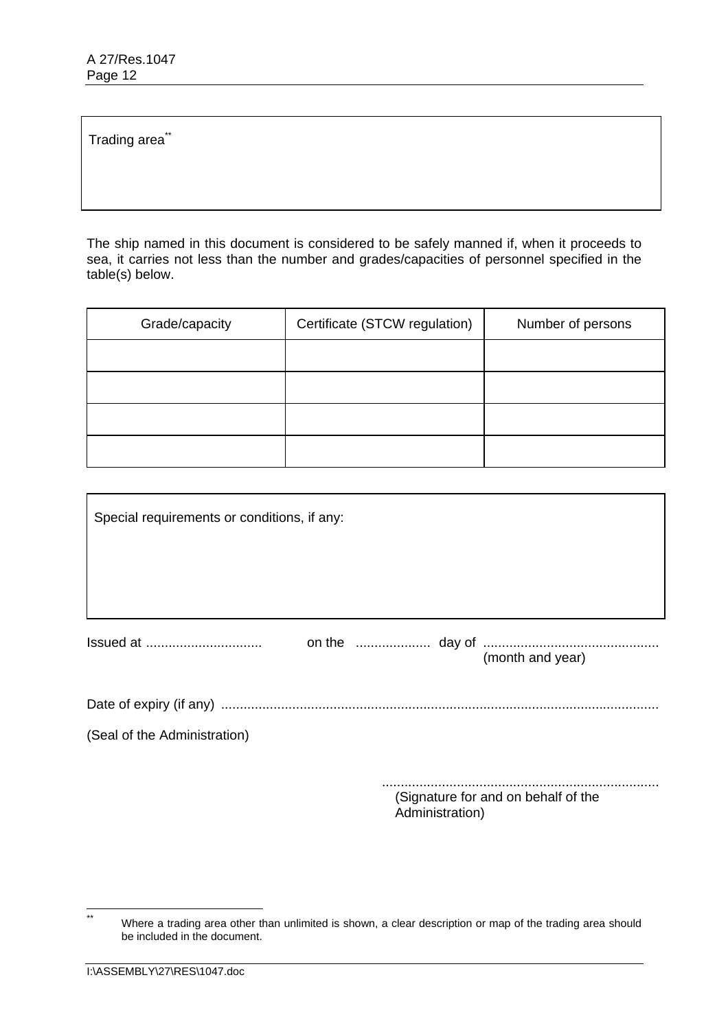Trading area[**]

The ship named in this document is considered to be safely manned if, when it proceeds to sea, it carries not less than the number and grades/capacities of personnel specified in the table(s) below.

| Grade/capacity | Certificate (STCW regulation) | Number of persons |
| --- | --- | --- |
| | | |
| | | |
| | | |
| | | |

Special requirements or conditions, if any:

Issued at ............................... on the .................... day of ...............................................
(month and year)

Date of expiry (if any) ....................................................................................................................

(Seal of the Administration)

..........................................................................
(Signature for and on behalf of the Administration)

---

[**] Where a trading area other than unlimited is shown, a clear description or map of the trading area should be included in the document.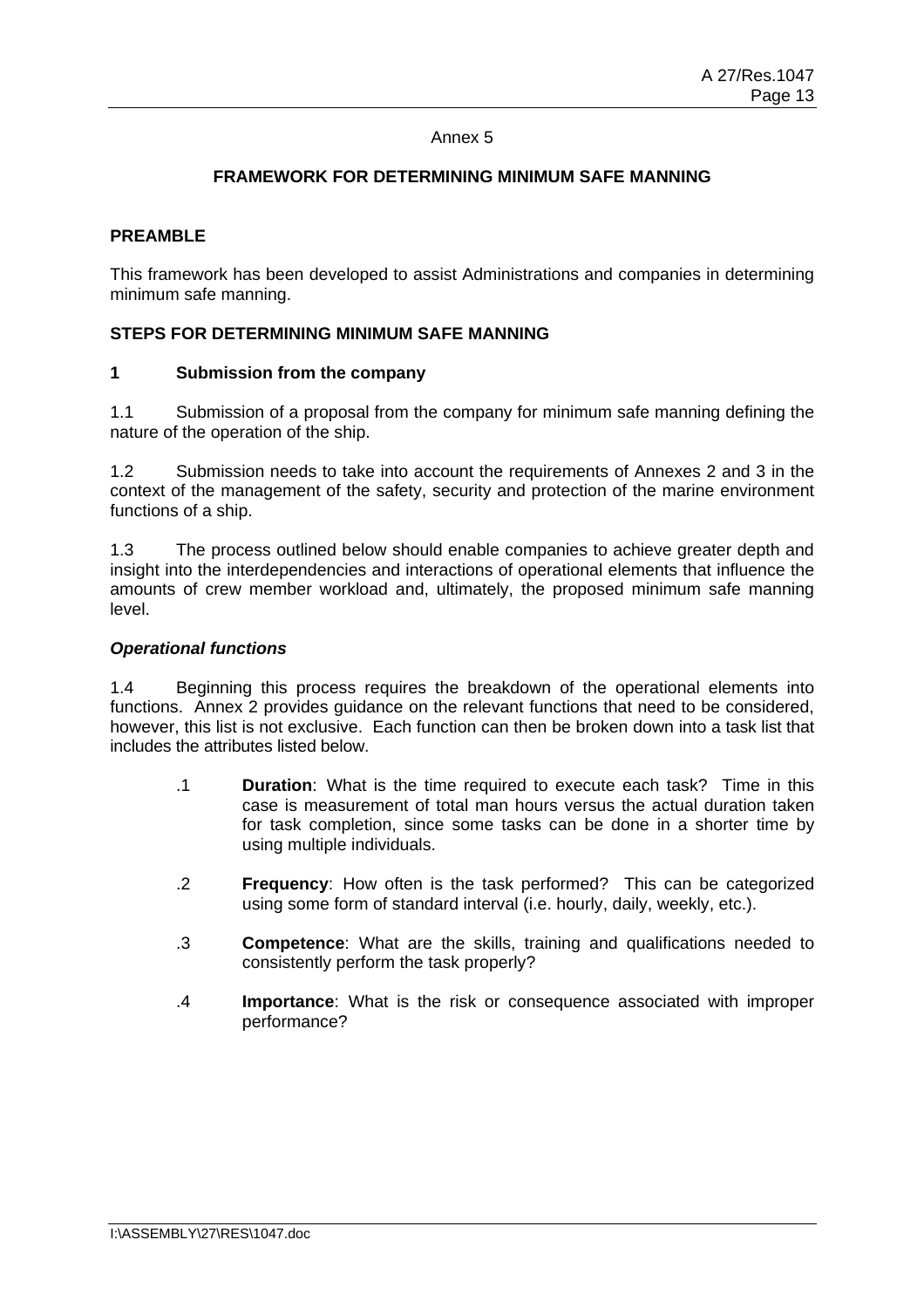Annex 5

## FRAMEWORK FOR DETERMINING MINIMUM SAFE MANNING

### PREAMBLE

This framework has been developed to assist Administrations and companies in determining minimum safe manning.

### STEPS FOR DETERMINING MINIMUM SAFE MANNING

### 1 Submission from the company

1.1 Submission of a proposal from the company for minimum safe manning defining the nature of the operation of the ship.

1.2 Submission needs to take into account the requirements of Annexes 2 and 3 in the context of the management of the safety, security and protection of the marine environment functions of a ship.

1.3 The process outlined below should enable companies to achieve greater depth and insight into the interdependencies and interactions of operational elements that influence the amounts of crew member workload and, ultimately, the proposed minimum safe manning level.

***Operational functions***

1.4 Beginning this process requires the breakdown of the operational elements into functions. Annex 2 provides guidance on the relevant functions that need to be considered, however, this list is not exclusive. Each function can then be broken down into a task list that includes the attributes listed below.

.1 **Duration**: What is the time required to execute each task? Time in this case is measurement of total man hours versus the actual duration taken for task completion, since some tasks can be done in a shorter time by using multiple individuals.

.2 **Frequency**: How often is the task performed? This can be categorized using some form of standard interval (i.e. hourly, daily, weekly, etc.).

.3 **Competence**: What are the skills, training and qualifications needed to consistently perform the task properly?

.4 **Importance**: What is the risk or consequence associated with improper performance?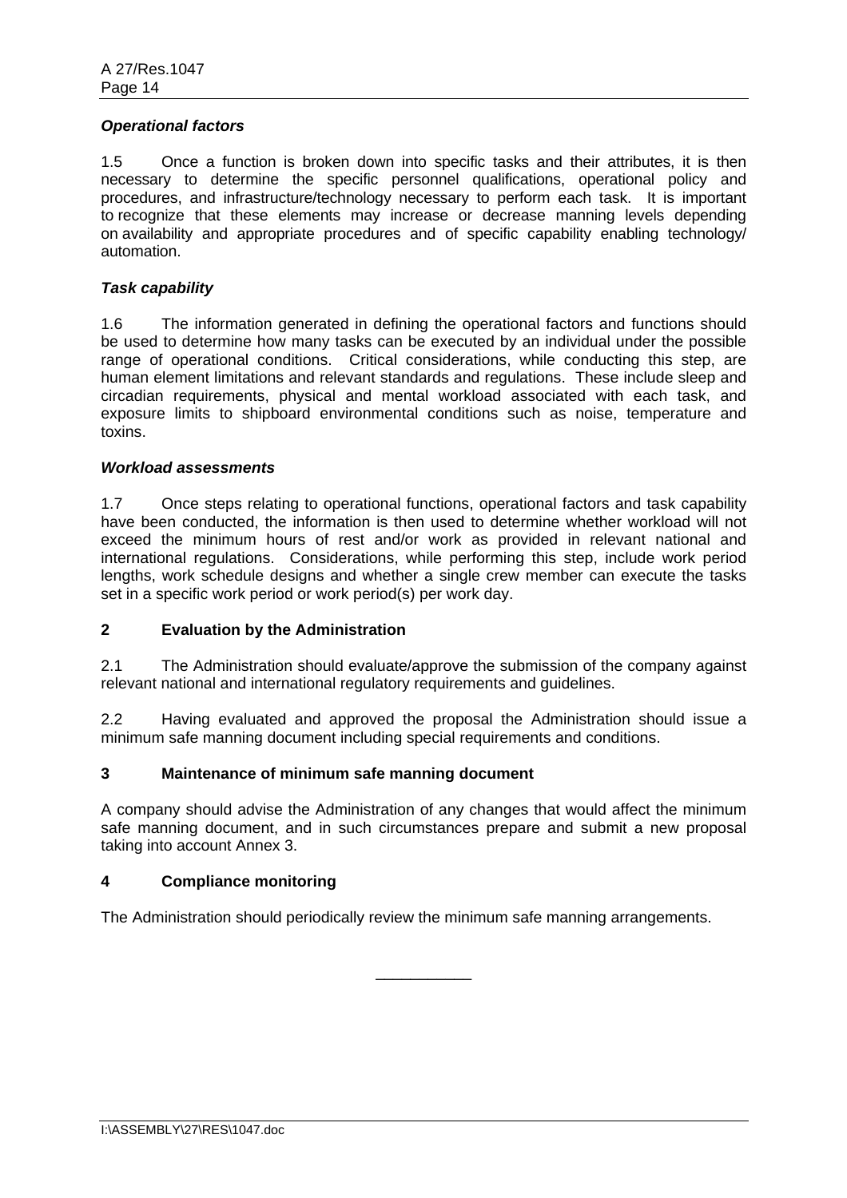***Operational factors***

1.5 Once a function is broken down into specific tasks and their attributes, it is then necessary to determine the specific personnel qualifications, operational policy and procedures, and infrastructure/technology necessary to perform each task. It is important to recognize that these elements may increase or decrease manning levels depending on availability and appropriate procedures and of specific capability enabling technology/ automation.

***Task capability***

1.6 The information generated in defining the operational factors and functions should be used to determine how many tasks can be executed by an individual under the possible range of operational conditions. Critical considerations, while conducting this step, are human element limitations and relevant standards and regulations. These include sleep and circadian requirements, physical and mental workload associated with each task, and exposure limits to shipboard environmental conditions such as noise, temperature and toxins.

***Workload assessments***

1.7 Once steps relating to operational functions, operational factors and task capability have been conducted, the information is then used to determine whether workload will not exceed the minimum hours of rest and/or work as provided in relevant national and international regulations. Considerations, while performing this step, include work period lengths, work schedule designs and whether a single crew member can execute the tasks set in a specific work period or work period(s) per work day.

**2 Evaluation by the Administration**

2.1 The Administration should evaluate/approve the submission of the company against relevant national and international regulatory requirements and guidelines.

2.2 Having evaluated and approved the proposal the Administration should issue a minimum safe manning document including special requirements and conditions.

**3 Maintenance of minimum safe manning document**

A company should advise the Administration of any changes that would affect the minimum safe manning document, and in such circumstances prepare and submit a new proposal taking into account Annex 3.

**4 Compliance monitoring**

The Administration should periodically review the minimum safe manning arrangements.

___________